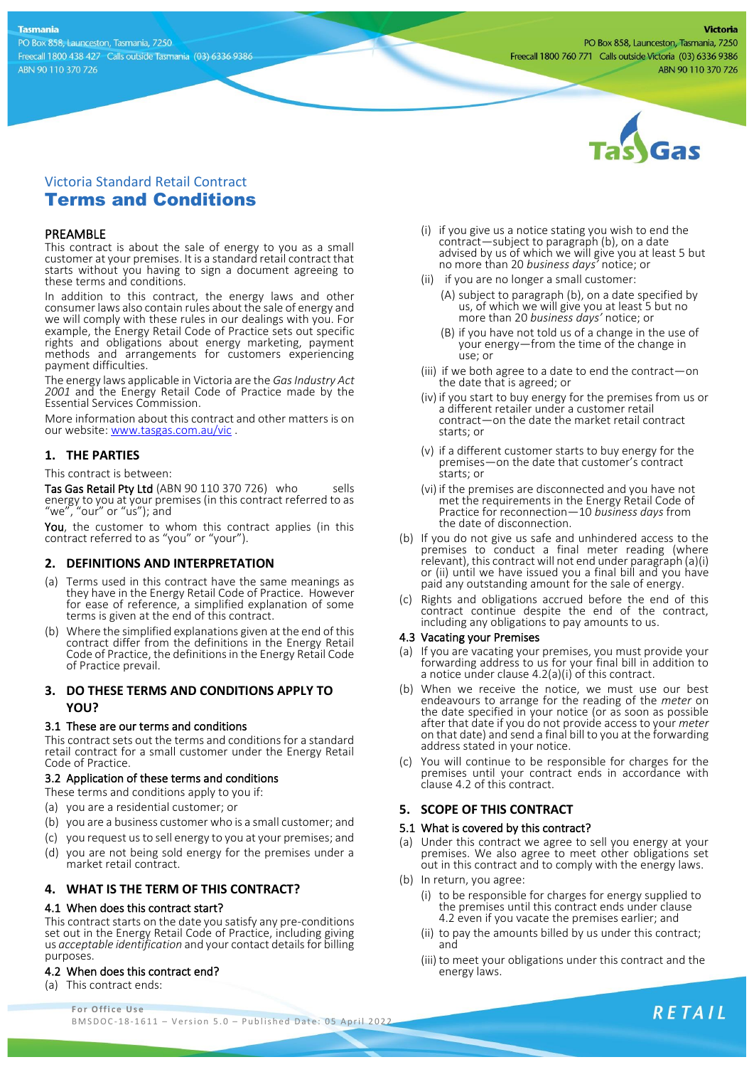**Tasmania**
PO Box 858, Launceston, Tasmania, 7250
Freecall 1800 438 427 Calls outside Tasmania (03) 6336 9386
ABN 90 110 370 726

**Victoria**
PO Box 858, Launceston, Tasmania, 7250
Freecall 1800 760 771 Calls outside Victoria (03) 6336 9386
ABN 90 110 370 726

Victoria Standard Retail Contract

# Terms and Conditions

## PREAMBLE

This contract is about the sale of energy to you as a small customer at your premises. It is a standard retail contract that starts without you having to sign a document agreeing to these terms and conditions.

In addition to this contract, the energy laws and other consumer laws also contain rules about the sale of energy and we will comply with these rules in our dealings with you. For example, the Energy Retail Code of Practice sets out specific rights and obligations about energy marketing, payment methods and arrangements for customers experiencing payment difficulties.

The energy laws applicable in Victoria are the *Gas Industry Act 2001* and the Energy Retail Code of Practice made by the Essential Services Commission.

More information about this contract and other matters is on our website: www.tasgas.com.au/vic .

## 1. THE PARTIES

This contract is between:

**Tas Gas Retail Pty Ltd** (ABN 90 110 370 726) who sells energy to you at your premises (in this contract referred to as "we", "our" or "us"); and

**You**, the customer to whom this contract applies (in this contract referred to as "you" or "your").

## 2. DEFINITIONS AND INTERPRETATION

(a) Terms used in this contract have the same meanings as they have in the Energy Retail Code of Practice. However for ease of reference, a simplified explanation of some terms is given at the end of this contract.

(b) Where the simplified explanations given at the end of this contract differ from the definitions in the Energy Retail Code of Practice, the definitions in the Energy Retail Code of Practice prevail.

## 3. DO THESE TERMS AND CONDITIONS APPLY TO YOU?

### 3.1 These are our terms and conditions

This contract sets out the terms and conditions for a standard retail contract for a small customer under the Energy Retail Code of Practice.

### 3.2 Application of these terms and conditions

These terms and conditions apply to you if:

(a) you are a residential customer; or

(b) you are a business customer who is a small customer; and

(c) you request us to sell energy to you at your premises; and

(d) you are not being sold energy for the premises under a market retail contract.

## 4. WHAT IS THE TERM OF THIS CONTRACT?

### 4.1 When does this contract start?

This contract starts on the date you satisfy any pre-conditions set out in the Energy Retail Code of Practice, including giving us *acceptable identification* and your contact details for billing purposes.

### 4.2 When does this contract end?

(a) This contract ends:

(i) if you give us a notice stating you wish to end the contract—subject to paragraph (b), on a date advised by us of which we will give you at least 5 but no more than 20 *business days'* notice; or

(ii) if you are no longer a small customer:

(A) subject to paragraph (b), on a date specified by us, of which we will give you at least 5 but no more than 20 *business days'* notice; or

(B) if you have not told us of a change in the use of your energy—from the time of the change in use; or

(iii) if we both agree to a date to end the contract—on the date that is agreed; or

(iv) if you start to buy energy for the premises from us or a different retailer under a customer retail contract—on the date the market retail contract starts; or

(v) if a different customer starts to buy energy for the premises—on the date that customer's contract starts; or

(vi) if the premises are disconnected and you have not met the requirements in the Energy Retail Code of Practice for reconnection—10 *business days* from the date of disconnection.

(b) If you do not give us safe and unhindered access to the premises to conduct a final meter reading (where relevant), this contract will not end under paragraph (a)(i) or (ii) until we have issued you a final bill and you have paid any outstanding amount for the sale of energy.

(c) Rights and obligations accrued before the end of this contract continue despite the end of the contract, including any obligations to pay amounts to us.

### 4.3 Vacating your Premises

(a) If you are vacating your premises, you must provide your forwarding address to us for your final bill in addition to a notice under clause 4.2(a)(i) of this contract.

(b) When we receive the notice, we must use our best endeavours to arrange for the reading of the *meter* on the date specified in your notice (or as soon as possible after that date if you do not provide access to your *meter* on that date) and send a final bill to you at the forwarding address stated in your notice.

(c) You will continue to be responsible for charges for the premises until your contract ends in accordance with clause 4.2 of this contract.

## 5. SCOPE OF THIS CONTRACT

### 5.1 What is covered by this contract?

(a) Under this contract we agree to sell you energy at your premises. We also agree to meet other obligations set out in this contract and to comply with the energy laws.

(b) In return, you agree:

(i) to be responsible for charges for energy supplied to the premises until this contract ends under clause 4.2 even if you vacate the premises earlier; and

(ii) to pay the amounts billed by us under this contract; and

(iii) to meet your obligations under this contract and the energy laws.

For Office Use
BMSDOC-18-1611 – Version 5.0 – Published Date: 05 April 2022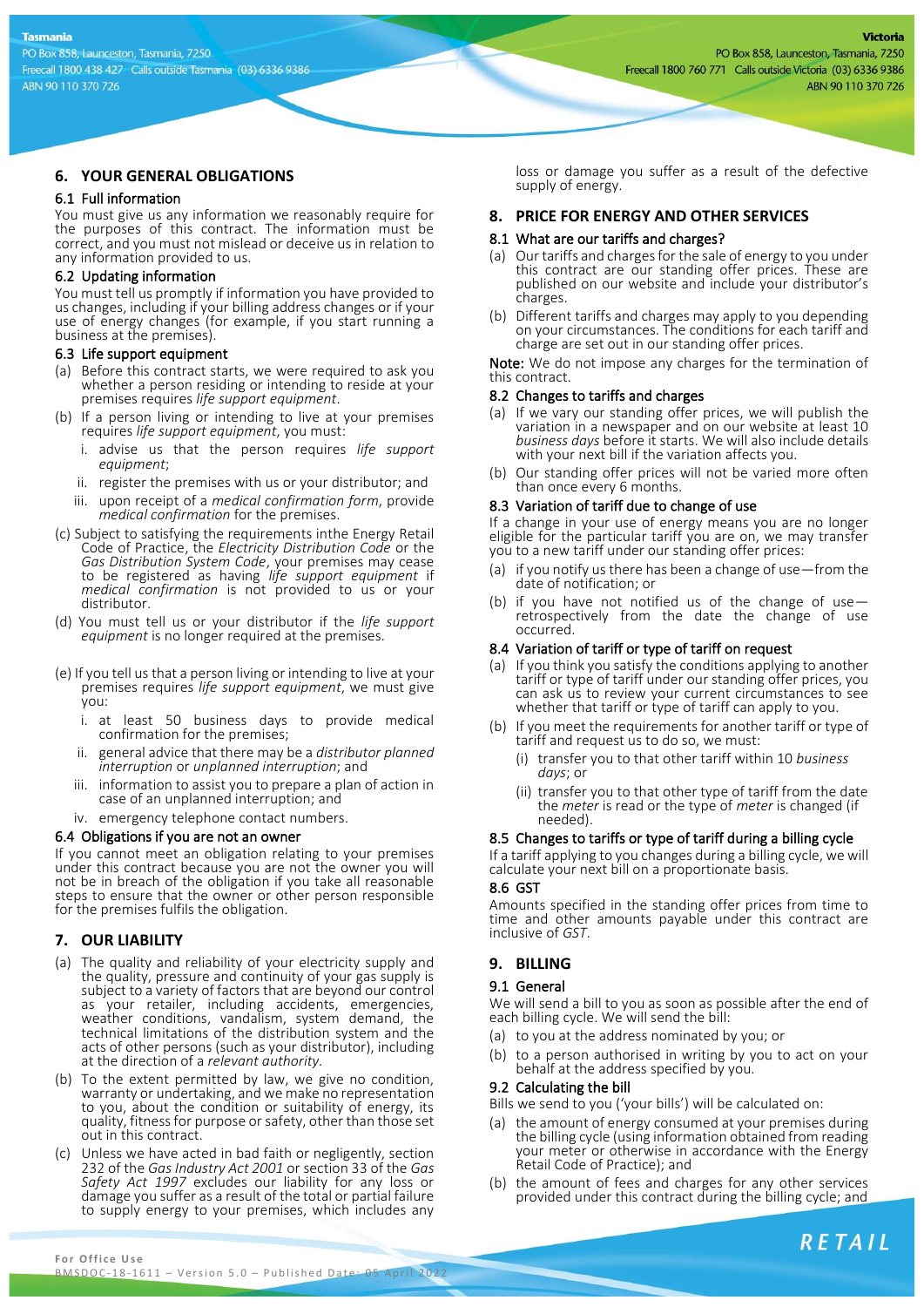## 6. YOUR GENERAL OBLIGATIONS

### 6.1 Full information

You must give us any information we reasonably require for the purposes of this contract. The information must be correct, and you must not mislead or deceive us in relation to any information provided to us.

### 6.2 Updating information

You must tell us promptly if information you have provided to us changes, including if your billing address changes or if your use of energy changes (for example, if you start running a business at the premises).

### 6.3 Life support equipment

(a) Before this contract starts, we were required to ask you whether a person residing or intending to reside at your premises requires *life support equipment*.

(b) If a person living or intending to live at your premises requires *life support equipment*, you must:

i. advise us that the person requires *life support equipment*;

ii. register the premises with us or your distributor; and

iii. upon receipt of a *medical confirmation form*, provide *medical confirmation* for the premises.

(c) Subject to satisfying the requirements inthe Energy Retail Code of Practice, the *Electricity Distribution Code* or the *Gas Distribution System Code*, your premises may cease to be registered as having *life support equipment* if *medical confirmation* is not provided to us or your distributor.

(d) You must tell us or your distributor if the *life support equipment* is no longer required at the premises.

(e) If you tell us that a person living or intending to live at your premises requires *life support equipment*, we must give you:

i. at least 50 business days to provide medical confirmation for the premises;

ii. general advice that there may be a *distributor planned interruption* or *unplanned interruption*; and

iii. information to assist you to prepare a plan of action in case of an unplanned interruption; and

iv. emergency telephone contact numbers.

### 6.4 Obligations if you are not an owner

If you cannot meet an obligation relating to your premises under this contract because you are not the owner you will not be in breach of the obligation if you take all reasonable steps to ensure that the owner or other person responsible for the premises fulfils the obligation.

## 7. OUR LIABILITY

(a) The quality and reliability of your electricity supply and the quality, pressure and continuity of your gas supply is subject to a variety of factors that are beyond our control as your retailer, including accidents, emergencies, weather conditions, vandalism, system demand, the technical limitations of the distribution system and the acts of other persons (such as your distributor), including at the direction of a *relevant authority*.

(b) To the extent permitted by law, we give no condition, warranty or undertaking, and we make no representation to you, about the condition or suitability of energy, its quality, fitness for purpose or safety, other than those set out in this contract.

(c) Unless we have acted in bad faith or negligently, section 232 of the *Gas Industry Act 2001* or section 33 of the *Gas Safety Act 1997* excludes our liability for any loss or damage you suffer as a result of the total or partial failure to supply energy to your premises, which includes any loss or damage you suffer as a result of the defective supply of energy.

## 8. PRICE FOR ENERGY AND OTHER SERVICES

### 8.1 What are our tariffs and charges?

(a) Our tariffs and charges for the sale of energy to you under this contract are our standing offer prices. These are published on our website and include your distributor's charges.

(b) Different tariffs and charges may apply to you depending on your circumstances. The conditions for each tariff and charge are set out in our standing offer prices.

**Note:** We do not impose any charges for the termination of this contract.

### 8.2 Changes to tariffs and charges

(a) If we vary our standing offer prices, we will publish the variation in a newspaper and on our website at least 10 *business days* before it starts. We will also include details with your next bill if the variation affects you.

(b) Our standing offer prices will not be varied more often than once every 6 months.

### 8.3 Variation of tariff due to change of use

If a change in your use of energy means you are no longer eligible for the particular tariff you are on, we may transfer you to a new tariff under our standing offer prices:

(a) if you notify us there has been a change of use—from the date of notification; or

(b) if you have not notified us of the change of use—retrospectively from the date the change of use occurred.

### 8.4 Variation of tariff or type of tariff on request

(a) If you think you satisfy the conditions applying to another tariff or type of tariff under our standing offer prices, you can ask us to review your current circumstances to see whether that tariff or type of tariff can apply to you.

(b) If you meet the requirements for another tariff or type of tariff and request us to do so, we must:

(i) transfer you to that other tariff within 10 *business days*; or

(ii) transfer you to that other type of tariff from the date the *meter* is read or the type of *meter* is changed (if needed).

### 8.5 Changes to tariffs or type of tariff during a billing cycle

If a tariff applying to you changes during a billing cycle, we will calculate your next bill on a proportionate basis.

### 8.6 GST

Amounts specified in the standing offer prices from time to time and other amounts payable under this contract are inclusive of *GST*.

## 9. BILLING

### 9.1 General

We will send a bill to you as soon as possible after the end of each billing cycle. We will send the bill:

(a) to you at the address nominated by you; or

(b) to a person authorised in writing by you to act on your behalf at the address specified by you.

### 9.2 Calculating the bill

Bills we send to you ('your bills') will be calculated on:

(a) the amount of energy consumed at your premises during the billing cycle (using information obtained from reading your meter or otherwise in accordance with the Energy Retail Code of Practice); and

(b) the amount of fees and charges for any other services provided under this contract during the billing cycle; and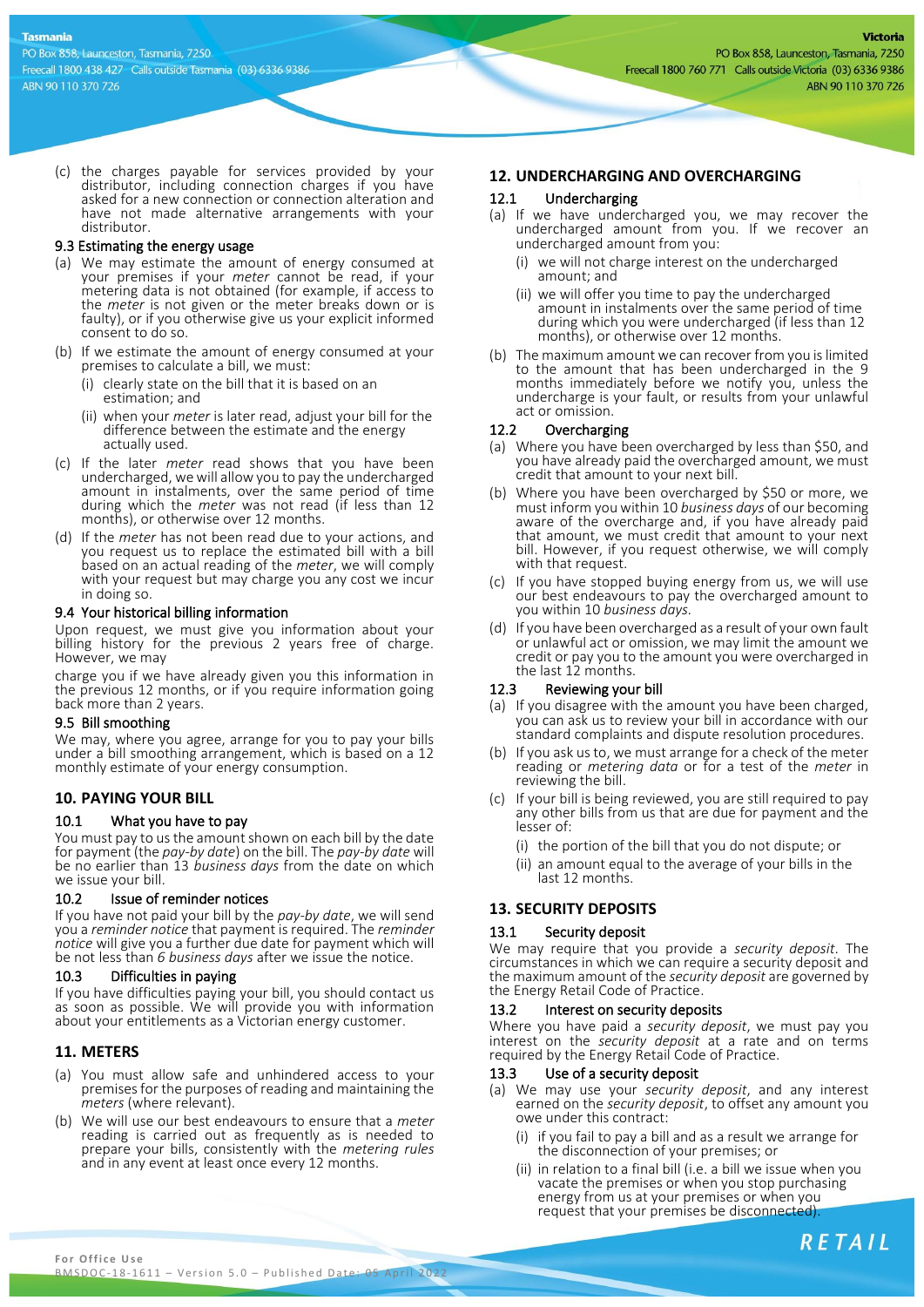(c) the charges payable for services provided by your distributor, including connection charges if you have asked for a new connection or connection alteration and have not made alternative arrangements with your distributor.

### 9.3 Estimating the energy usage

(a) We may estimate the amount of energy consumed at your premises if your *meter* cannot be read, if your metering data is not obtained (for example, if access to the *meter* is not given or the meter breaks down or is faulty), or if you otherwise give us your explicit informed consent to do so.

(b) If we estimate the amount of energy consumed at your premises to calculate a bill, we must:

(i) clearly state on the bill that it is based on an estimation; and

(ii) when your *meter* is later read, adjust your bill for the difference between the estimate and the energy actually used.

(c) If the later *meter* read shows that you have been undercharged, we will allow you to pay the undercharged amount in instalments, over the same period of time during which the *meter* was not read (if less than 12 months), or otherwise over 12 months.

(d) If the *meter* has not been read due to your actions, and you request us to replace the estimated bill with a bill based on an actual reading of the *meter*, we will comply with your request but may charge you any cost we incur in doing so.

### 9.4 Your historical billing information

Upon request, we must give you information about your billing history for the previous 2 years free of charge. However, we may

charge you if we have already given you this information in the previous 12 months, or if you require information going back more than 2 years.

### 9.5 Bill smoothing

We may, where you agree, arrange for you to pay your bills under a bill smoothing arrangement, which is based on a 12 monthly estimate of your energy consumption.

## 10. PAYING YOUR BILL

### 10.1 What you have to pay

You must pay to us the amount shown on each bill by the date for payment (the *pay-by date*) on the bill. The *pay-by date* will be no earlier than 13 *business days* from the date on which we issue your bill.

### 10.2 Issue of reminder notices

If you have not paid your bill by the *pay-by date*, we will send you a *reminder notice* that payment is required. The *reminder notice* will give you a further due date for payment which will be not less than *6 business days* after we issue the notice.

### 10.3 Difficulties in paying

If you have difficulties paying your bill, you should contact us as soon as possible. We will provide you with information about your entitlements as a Victorian energy customer.

## 11. METERS

(a) You must allow safe and unhindered access to your premises for the purposes of reading and maintaining the *meters* (where relevant).

(b) We will use our best endeavours to ensure that a *meter* reading is carried out as frequently as is needed to prepare your bills, consistently with the *metering rules* and in any event at least once every 12 months.

## 12. UNDERCHARGING AND OVERCHARGING

### 12.1 Undercharging

(a) If we have undercharged you, we may recover the undercharged amount from you. If we recover an undercharged amount from you:

(i) we will not charge interest on the undercharged amount; and

(ii) we will offer you time to pay the undercharged amount in instalments over the same period of time during which you were undercharged (if less than 12 months), or otherwise over 12 months.

(b) The maximum amount we can recover from you is limited to the amount that has been undercharged in the 9 months immediately before we notify you, unless the undercharge is your fault, or results from your unlawful act or omission.

### 12.2 Overcharging

(a) Where you have been overcharged by less than $50, and you have already paid the overcharged amount, we must credit that amount to your next bill.

(b) Where you have been overcharged by $50 or more, we must inform you within 10 *business days* of our becoming aware of the overcharge and, if you have already paid that amount, we must credit that amount to your next bill. However, if you request otherwise, we will comply with that request.

(c) If you have stopped buying energy from us, we will use our best endeavours to pay the overcharged amount to you within 10 *business days*.

(d) If you have been overcharged as a result of your own fault or unlawful act or omission, we may limit the amount we credit or pay you to the amount you were overcharged in the last 12 months.

### 12.3 Reviewing your bill

(a) If you disagree with the amount you have been charged, you can ask us to review your bill in accordance with our standard complaints and dispute resolution procedures.

(b) If you ask us to, we must arrange for a check of the meter reading or *metering data* or for a test of the *meter* in reviewing the bill.

(c) If your bill is being reviewed, you are still required to pay any other bills from us that are due for payment and the lesser of:

(i) the portion of the bill that you do not dispute; or

(ii) an amount equal to the average of your bills in the last 12 months.

## 13. SECURITY DEPOSITS

### 13.1 Security deposit

We may require that you provide a *security deposit*. The circumstances in which we can require a security deposit and the maximum amount of the *security deposit* are governed by the Energy Retail Code of Practice.

### 13.2 Interest on security deposits

Where you have paid a *security deposit*, we must pay you interest on the *security deposit* at a rate and on terms required by the Energy Retail Code of Practice.

### 13.3 Use of a security deposit

(a) We may use your *security deposit*, and any interest earned on the *security deposit*, to offset any amount you owe under this contract:

(i) if you fail to pay a bill and as a result we arrange for the disconnection of your premises; or

(ii) in relation to a final bill (i.e. a bill we issue when you vacate the premises or when you stop purchasing energy from us at your premises or when you request that your premises be disconnected).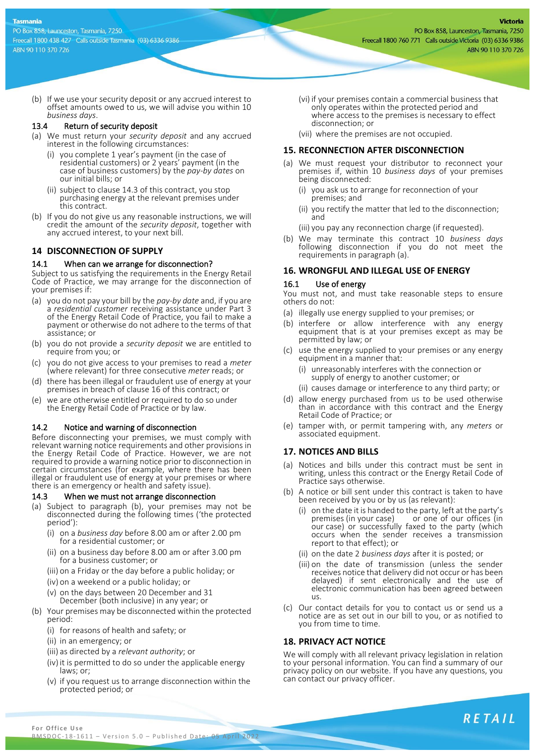(b) If we use your security deposit or any accrued interest to offset amounts owed to us, we will advise you within 10 *business days*.

### 13.4 Return of security deposit

(a) We must return your *security deposit* and any accrued interest in the following circumstances:

(i) you complete 1 year's payment (in the case of residential customers) or 2 years' payment (in the case of business customers) by the *pay-by dates* on our initial bills; or

(ii) subject to clause 14.3 of this contract, you stop purchasing energy at the relevant premises under this contract.

(b) If you do not give us any reasonable instructions, we will credit the amount of the *security deposit*, together with any accrued interest, to your next bill.

## 14 DISCONNECTION OF SUPPLY

### 14.1 When can we arrange for disconnection?

Subject to us satisfying the requirements in the Energy Retail Code of Practice, we may arrange for the disconnection of your premises if:

(a) you do not pay your bill by the *pay-by date* and, if you are a *residential customer* receiving assistance under Part 3 of the Energy Retail Code of Practice, you fail to make a payment or otherwise do not adhere to the terms of that assistance; or

(b) you do not provide a *security deposit* we are entitled to require from you; or

(c) you do not give access to your premises to read a *meter* (where relevant) for three consecutive *meter* reads; or

(d) there has been illegal or fraudulent use of energy at your premises in breach of clause 16 of this contract; or

(e) we are otherwise entitled or required to do so under the Energy Retail Code of Practice or by law.

### 14.2 Notice and warning of disconnection

Before disconnecting your premises, we must comply with relevant warning notice requirements and other provisions in the Energy Retail Code of Practice. However, we are not required to provide a warning notice prior to disconnection in certain circumstances (for example, where there has been illegal or fraudulent use of energy at your premises or where there is an emergency or health and safety issue).

### 14.3 When we must not arrange disconnection

(a) Subject to paragraph (b), your premises may not be disconnected during the following times ('the protected period'):

(i) on a *business day* before 8.00 am or after 2.00 pm for a residential customer; or

(ii) on a business day before 8.00 am or after 3.00 pm for a business customer; or

(iii) on a Friday or the day before a public holiday; or

(iv) on a weekend or a public holiday; or

(v) on the days between 20 December and 31 December (both inclusive) in any year; or

(b) Your premises may be disconnected within the protected period:

(i) for reasons of health and safety; or

(ii) in an emergency; or

(iii) as directed by a *relevant authority*; or

(iv) it is permitted to do so under the applicable energy laws; or;

(v) if you request us to arrange disconnection within the protected period; or

(vi) if your premises contain a commercial business that only operates within the protected period and where access to the premises is necessary to effect disconnection; or

(vii) where the premises are not occupied.

## 15. RECONNECTION AFTER DISCONNECTION

(a) We must request your distributor to reconnect your premises if, within 10 *business days* of your premises being disconnected:

(i) you ask us to arrange for reconnection of your premises; and

(ii) you rectify the matter that led to the disconnection; and

(iii) you pay any reconnection charge (if requested).

(b) We may terminate this contract 10 *business days* following disconnection if you do not meet the requirements in paragraph (a).

## 16. WRONGFUL AND ILLEGAL USE OF ENERGY

### 16.1 Use of energy

You must not, and must take reasonable steps to ensure others do not:

(a) illegally use energy supplied to your premises; or

(b) interfere or allow interference with any energy equipment that is at your premises except as may be permitted by law; or

(c) use the energy supplied to your premises or any energy equipment in a manner that:

(i) unreasonably interferes with the connection or supply of energy to another customer; or

(ii) causes damage or interference to any third party; or

(d) allow energy purchased from us to be used otherwise than in accordance with this contract and the Energy Retail Code of Practice; or

(e) tamper with, or permit tampering with, any *meters* or associated equipment.

## 17. NOTICES AND BILLS

(a) Notices and bills under this contract must be sent in writing, unless this contract or the Energy Retail Code of Practice says otherwise.

(b) A notice or bill sent under this contract is taken to have been received by you or by us (as relevant):

(i) on the date it is handed to the party, left at the party's premises (in your case) or one of our offices (in our case) or successfully faxed to the party (which occurs when the sender receives a transmission report to that effect); or

(ii) on the date 2 *business days* after it is posted; or

(iii) on the date of transmission (unless the sender receives notice that delivery did not occur or has been delayed) if sent electronically and the use of electronic communication has been agreed between us.

(c) Our contact details for you to contact us or send us a notice are as set out in our bill to you, or as notified to you from time to time.

## 18. PRIVACY ACT NOTICE

We will comply with all relevant privacy legislation in relation to your personal information. You can find a summary of our privacy policy on our website. If you have any questions, you can contact our privacy officer.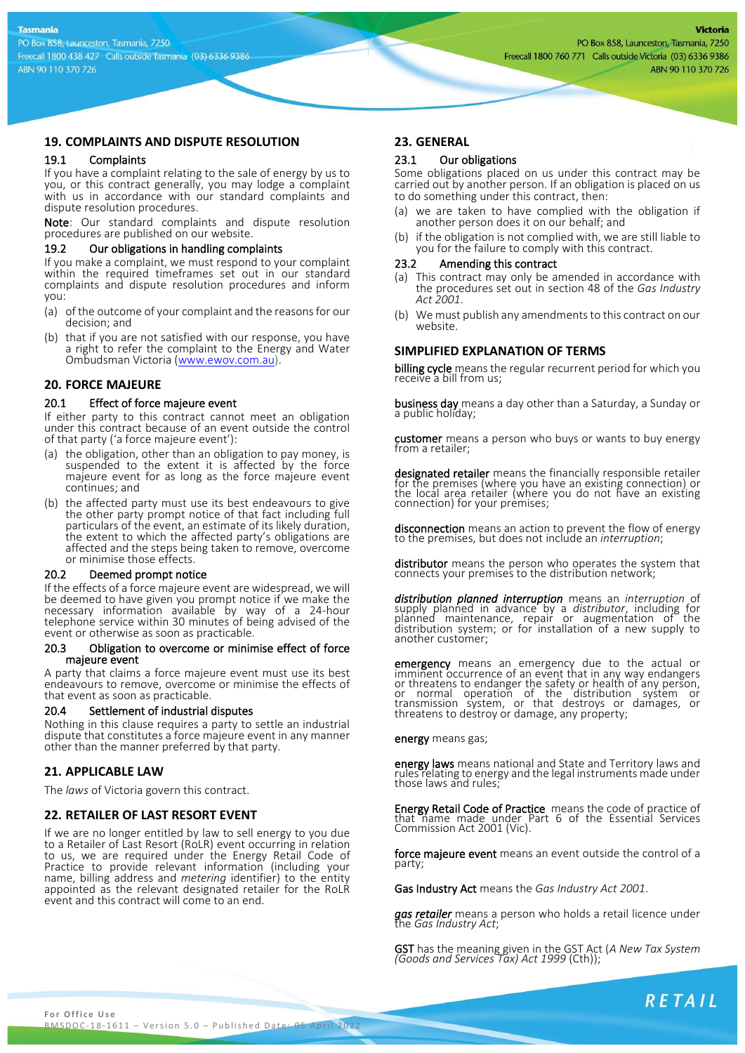## 19. COMPLAINTS AND DISPUTE RESOLUTION

### 19.1 Complaints

If you have a complaint relating to the sale of energy by us to you, or this contract generally, you may lodge a complaint with us in accordance with our standard complaints and dispute resolution procedures.

**Note**: Our standard complaints and dispute resolution procedures are published on our website.

### 19.2 Our obligations in handling complaints

If you make a complaint, we must respond to your complaint within the required timeframes set out in our standard complaints and dispute resolution procedures and inform you:

(a) of the outcome of your complaint and the reasons for our decision; and

(b) that if you are not satisfied with our response, you have a right to refer the complaint to the Energy and Water Ombudsman Victoria (www.ewov.com.au).

## 20. FORCE MAJEURE

### 20.1 Effect of force majeure event

If either party to this contract cannot meet an obligation under this contract because of an event outside the control of that party ('a force majeure event'):

(a) the obligation, other than an obligation to pay money, is suspended to the extent it is affected by the force majeure event for as long as the force majeure event continues; and

(b) the affected party must use its best endeavours to give the other party prompt notice of that fact including full particulars of the event, an estimate of its likely duration, the extent to which the affected party's obligations are affected and the steps being taken to remove, overcome or minimise those effects.

### 20.2 Deemed prompt notice

If the effects of a force majeure event are widespread, we will be deemed to have given you prompt notice if we make the necessary information available by way of a 24-hour telephone service within 30 minutes of being advised of the event or otherwise as soon as practicable.

### 20.3 Obligation to overcome or minimise effect of force majeure event

A party that claims a force majeure event must use its best endeavours to remove, overcome or minimise the effects of that event as soon as practicable.

### 20.4 Settlement of industrial disputes

Nothing in this clause requires a party to settle an industrial dispute that constitutes a force majeure event in any manner other than the manner preferred by that party.

## 21. APPLICABLE LAW

The *laws* of Victoria govern this contract.

## 22. RETAILER OF LAST RESORT EVENT

If we are no longer entitled by law to sell energy to you due to a Retailer of Last Resort (RoLR) event occurring in relation to us, we are required under the Energy Retail Code of Practice to provide relevant information (including your name, billing address and *metering* identifier) to the entity appointed as the relevant designated retailer for the RoLR event and this contract will come to an end.

## 23. GENERAL

### 23.1 Our obligations

Some obligations placed on us under this contract may be carried out by another person. If an obligation is placed on us to do something under this contract, then:

(a) we are taken to have complied with the obligation if another person does it on our behalf; and

(b) if the obligation is not complied with, we are still liable to you for the failure to comply with this contract.

### 23.2 Amending this contract

(a) This contract may only be amended in accordance with the procedures set out in section 48 of the *Gas Industry Act 2001*.

(b) We must publish any amendments to this contract on our website.

## SIMPLIFIED EXPLANATION OF TERMS

**billing cycle** means the regular recurrent period for which you receive a bill from us;

**business day** means a day other than a Saturday, a Sunday or a public holiday;

**customer** means a person who buys or wants to buy energy from a retailer;

**designated retailer** means the financially responsible retailer for the premises (where you have an existing connection) or the local area retailer (where you do not have an existing connection) for your premises;

**disconnection** means an action to prevent the flow of energy to the premises, but does not include an *interruption*;

**distributor** means the person who operates the system that connects your premises to the distribution network;

***distribution planned interruption*** means an *interruption* of supply planned in advance by a *distributor*, including for planned maintenance, repair or augmentation of the distribution system; or for installation of a new supply to another customer;

**emergency** means an emergency due to the actual or imminent occurrence of an event that in any way endangers or threatens to endanger the safety or health of any person, or normal operation of the distribution system or transmission system, or that destroys or damages, or threatens to destroy or damage, any property;

**energy** means gas;

**energy laws** means national and State and Territory laws and rules relating to energy and the legal instruments made under those laws and rules;

**Energy Retail Code of Practice** means the code of practice of that name made under Part 6 of the Essential Services Commission Act 2001 (Vic).

**force majeure event** means an event outside the control of a party;

**Gas Industry Act** means the *Gas Industry Act 2001*.

***gas retailer*** means a person who holds a retail licence under the *Gas Industry Act*;

**GST** has the meaning given in the GST Act (*A New Tax System (Goods and Services Tax) Act 1999* (Cth));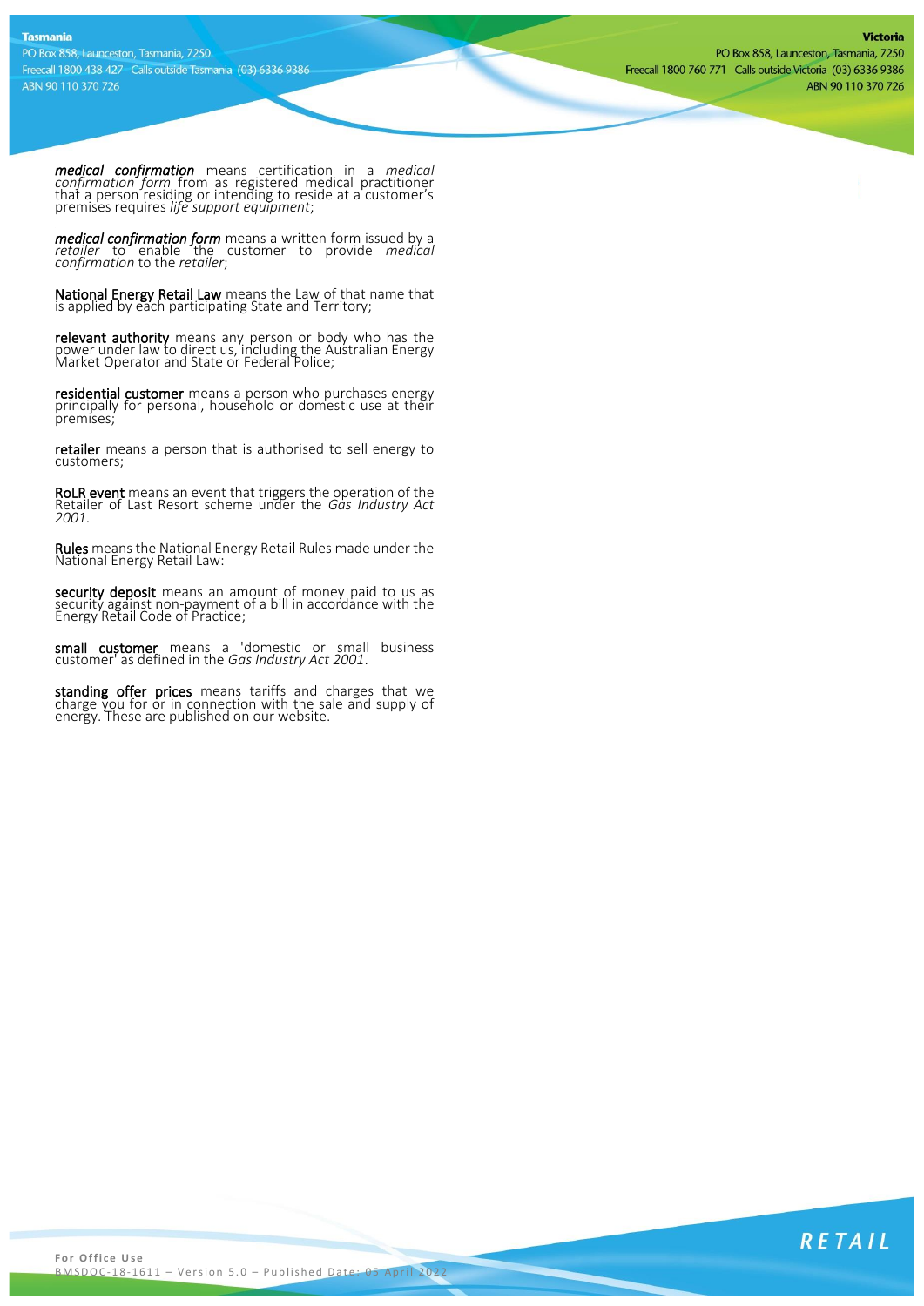***medical confirmation*** means certification in a *medical confirmation form* from as registered medical practitioner that a person residing or intending to reside at a customer's premises requires *life support equipment*;

***medical confirmation form*** means a written form issued by a *retailer* to enable the customer to provide *medical confirmation* to the *retailer*;

**National Energy Retail Law** means the Law of that name that is applied by each participating State and Territory;

**relevant authority** means any person or body who has the power under law to direct us, including the Australian Energy Market Operator and State or Federal Police;

**residential customer** means a person who purchases energy principally for personal, household or domestic use at their premises;

**retailer** means a person that is authorised to sell energy to customers;

**RoLR event** means an event that triggers the operation of the Retailer of Last Resort scheme under the *Gas Industry Act 2001*.

**Rules** means the National Energy Retail Rules made under the National Energy Retail Law:

**security deposit** means an amount of money paid to us as security against non-payment of a bill in accordance with the Energy Retail Code of Practice;

**small customer** means a 'domestic or small business customer' as defined in the *Gas Industry Act 2001*.

**standing offer prices** means tariffs and charges that we charge you for or in connection with the sale and supply of energy. These are published on our website.